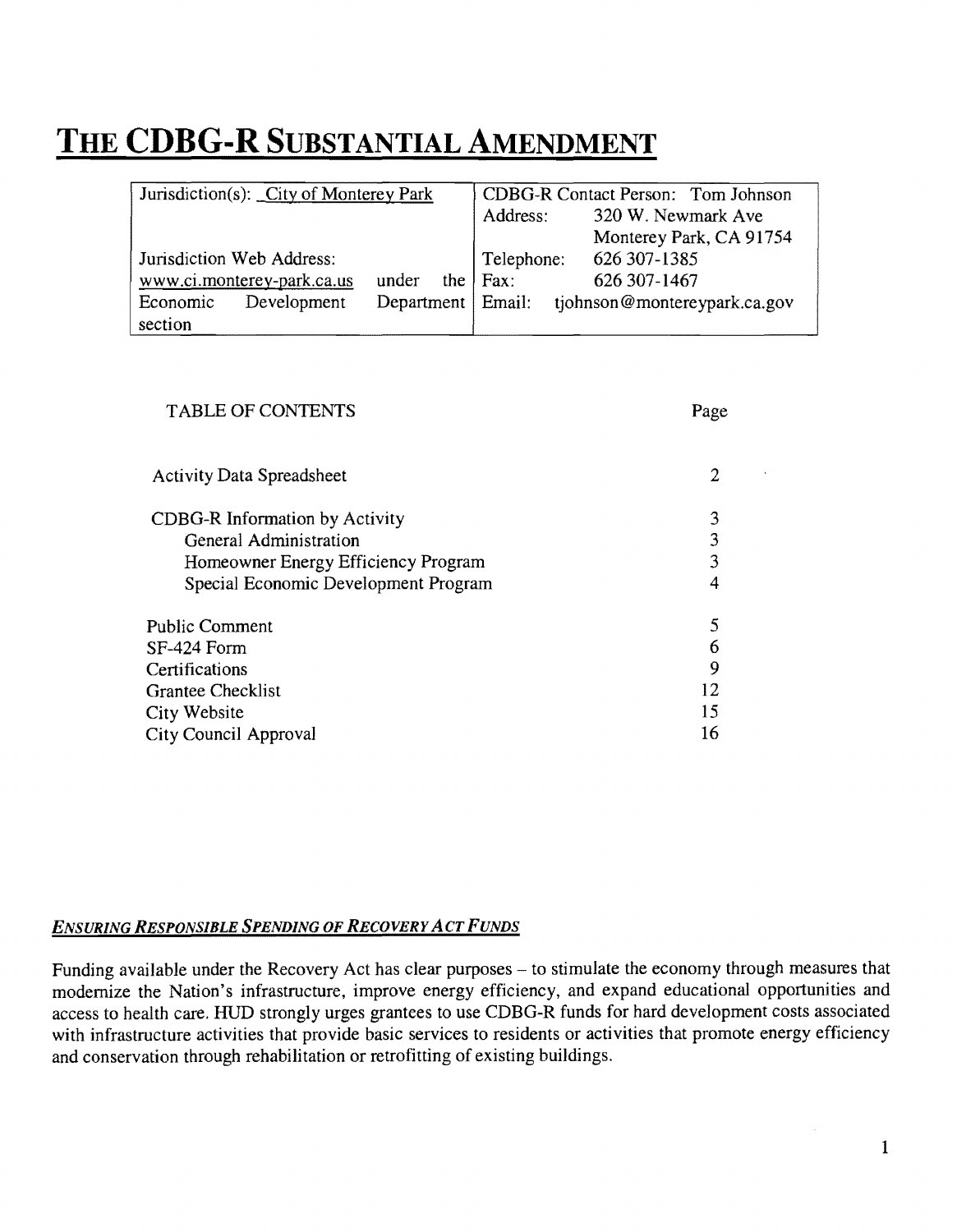# THE CDBG-R SUBSTANTIAL AMENDMENT

| Jurisdiction(s): City of Monterey Park | CDBG-R Contact Person: Tom Johnson |
|---|---|
| | Address: 320 W. Newmark Ave<br>Monterey Park, CA 91754 |
| Jurisdiction Web Address:<br>www.ci.monterey-park.ca.us under the Economic Development Department section | Telephone: 626 307-1385<br>Fax: 626 307-1467<br>Email: tjohnson@montereypark.ca.gov |

| TABLE OF CONTENTS | Page |
|---|---|
| Activity Data Spreadsheet | 2 |
| CDBG-R Information by Activity | 3 |
| General Administration | 3 |
| Homeowner Energy Efficiency Program | 3 |
| Special Economic Development Program | 4 |
| Public Comment | 5 |
| SF-424 Form | 6 |
| Certifications | 9 |
| Grantee Checklist | 12 |
| City Website | 15 |
| City Council Approval | 16 |

***ENSURING RESPONSIBLE SPENDING OF RECOVERY ACT FUNDS***

Funding available under the Recovery Act has clear purposes – to stimulate the economy through measures that modernize the Nation's infrastructure, improve energy efficiency, and expand educational opportunities and access to health care. HUD strongly urges grantees to use CDBG-R funds for hard development costs associated with infrastructure activities that provide basic services to residents or activities that promote energy efficiency and conservation through rehabilitation or retrofitting of existing buildings.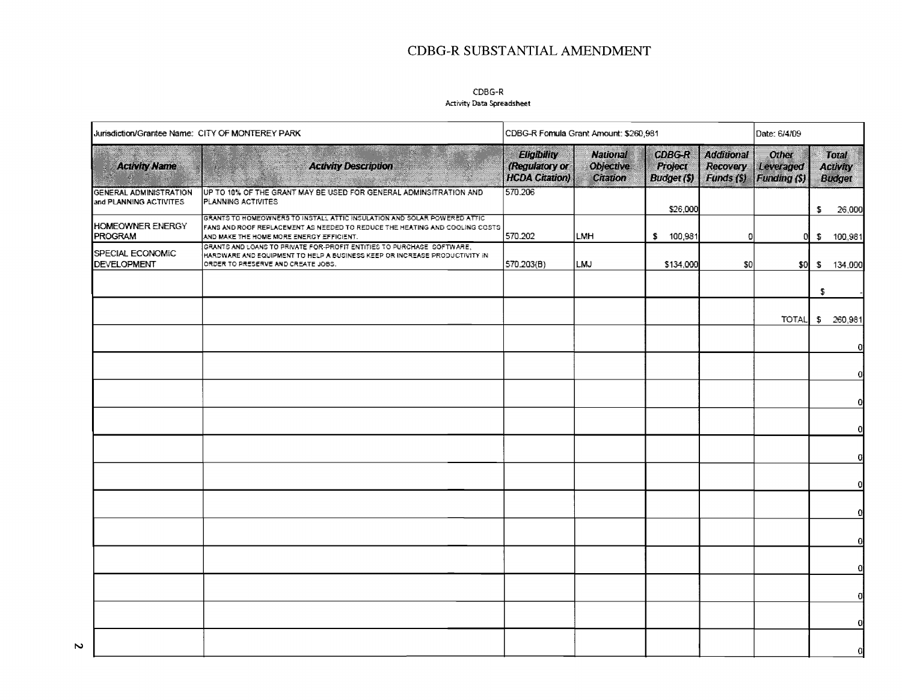# CDBG-R SUBSTANTIAL AMENDMENT

CDBG-R
Activity Data Spreadsheet

| Jurisdiction/Grantee Name: CITY OF MONTEREY PARK | | CDBG-R Fomula Grant Amount: $260,981 | | | | Date: 6/4/09 | |
|---|---|---|---|---|---|---|---|
| ***Activity Name*** | ***Activity Description*** | ***Eligibility (Regulatory or HCDA Citation)*** | ***National Objective Citation*** | ***CDBG-R Project Budget ($)*** | ***Additional Recovery Funds ($)*** | ***Other Leveraged Funding ($)*** | ***Total Activity Budget*** |
| GENERAL ADMINISTRATION and PLANNING ACTIVITES | UP TO 10% OF THE GRANT MAY BE USED FOR GENERAL ADMINSITRATION AND PLANNING ACTIVITES | 570.206 | | $26,000 | | | $ 26,000 |
| HOMEOWNER ENERGY PROGRAM | GRANTS TO HOMEOWNERS TO INSTALL ATTIC INSULATION AND SOLAR POWERED ATTIC FANS AND ROOF REPLACEMENT AS NEEDED TO REDUCE THE HEATING AND COOLING COSTS AND MAKE THE HOME MORE ENERGY EFFICIENT. | 570.202 | LMH | $ 100,981 | 0 | 0 | $ 100,981 |
| SPECIAL ECONOMIC DEVELOPMENT | GRANTS AND LOANS TO PRIVATE FOR-PROFIT ENTITIES TO PURCHASE SOFTWARE, HARDWARE AND EQUIPMENT TO HELP A BUSINESS KEEP OR INCREASE PRODUCTIVITY IN ORDER TO PRESERVE AND CREATE JOBS. | 570.203(B) | LMJ | $134,000 | $0 | $0 | $ 134,000 |
| | | | | | | | $ - |
| | | | | | | TOTAL | $ 260,981 |
| | | | | | | | 0 |
| | | | | | | | 0 |
| | | | | | | | 0 |
| | | | | | | | 0 |
| | | | | | | | 0 |
| | | | | | | | 0 |
| | | | | | | | 0 |
| | | | | | | | 0 |
| | | | | | | | 0 |
| | | | | | | | 0 |
| | | | | | | | 0 |
| | | | | | | | 0 |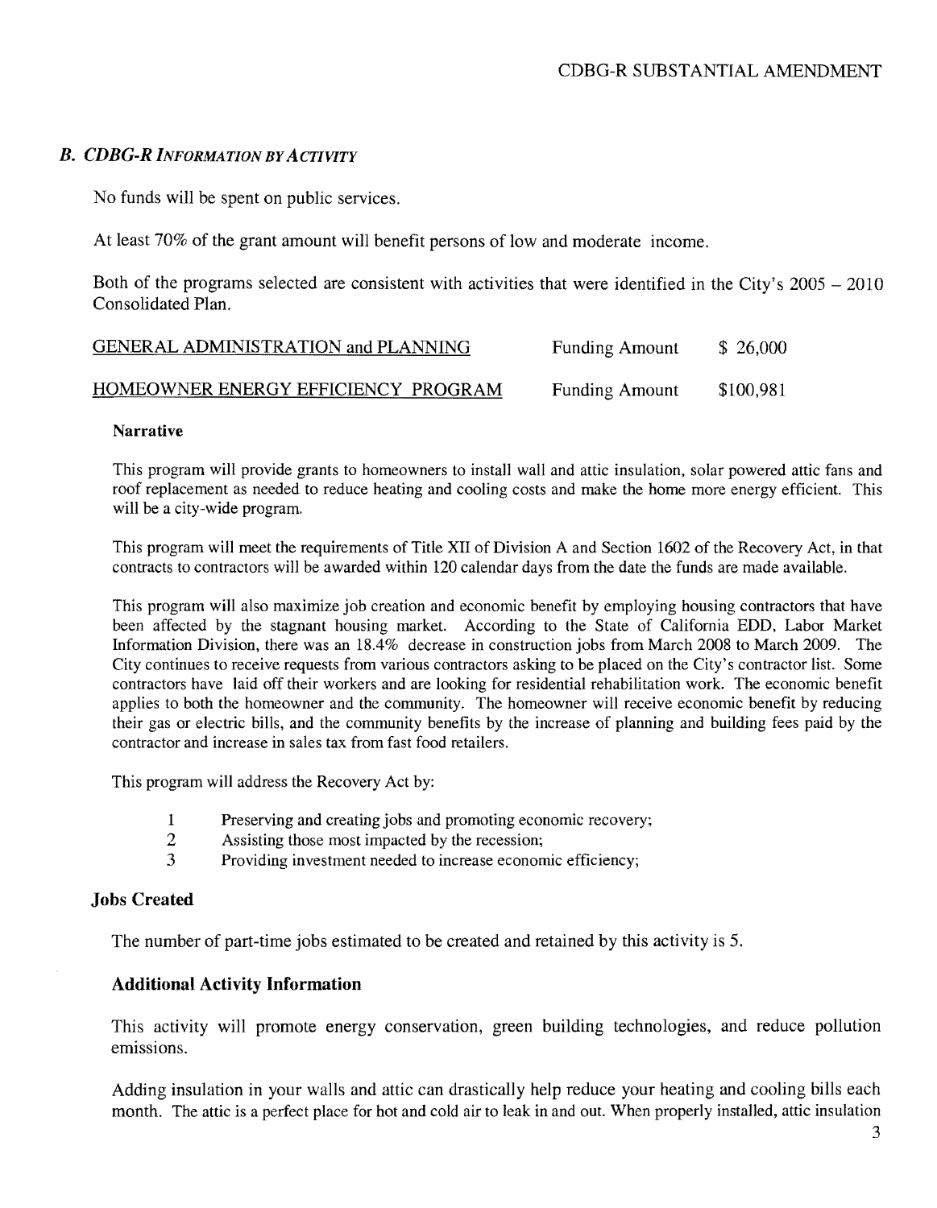### *B. CDBG-R INFORMATION BY ACTIVITY*

No funds will be spent on public services.

At least 70% of the grant amount will benefit persons of low and moderate income.

Both of the programs selected are consistent with activities that were identified in the City's 2005 – 2010 Consolidated Plan.

| | | |
|---|---|---|
| GENERAL ADMINISTRATION and PLANNING | Funding Amount | $ 26,000 |
| HOMEOWNER ENERGY EFFICIENCY PROGRAM | Funding Amount | $100,981 |

**Narrative**

This program will provide grants to homeowners to install wall and attic insulation, solar powered attic fans and roof replacement as needed to reduce heating and cooling costs and make the home more energy efficient. This will be a city-wide program.

This program will meet the requirements of Title XII of Division A and Section 1602 of the Recovery Act, in that contracts to contractors will be awarded within 120 calendar days from the date the funds are made available.

This program will also maximize job creation and economic benefit by employing housing contractors that have been affected by the stagnant housing market. According to the State of California EDD, Labor Market Information Division, there was an 18.4% decrease in construction jobs from March 2008 to March 2009. The City continues to receive requests from various contractors asking to be placed on the City's contractor list. Some contractors have laid off their workers and are looking for residential rehabilitation work. The economic benefit applies to both the homeowner and the community. The homeowner will receive economic benefit by reducing their gas or electric bills, and the community benefits by the increase of planning and building fees paid by the contractor and increase in sales tax from fast food retailers.

This program will address the Recovery Act by:

1. Preserving and creating jobs and promoting economic recovery;
2. Assisting those most impacted by the recession;
3. Providing investment needed to increase economic efficiency;

### Jobs Created

The number of part-time jobs estimated to be created and retained by this activity is 5.

### Additional Activity Information

This activity will promote energy conservation, green building technologies, and reduce pollution emissions.

Adding insulation in your walls and attic can drastically help reduce your heating and cooling bills each month. The attic is a perfect place for hot and cold air to leak in and out. When properly installed, attic insulation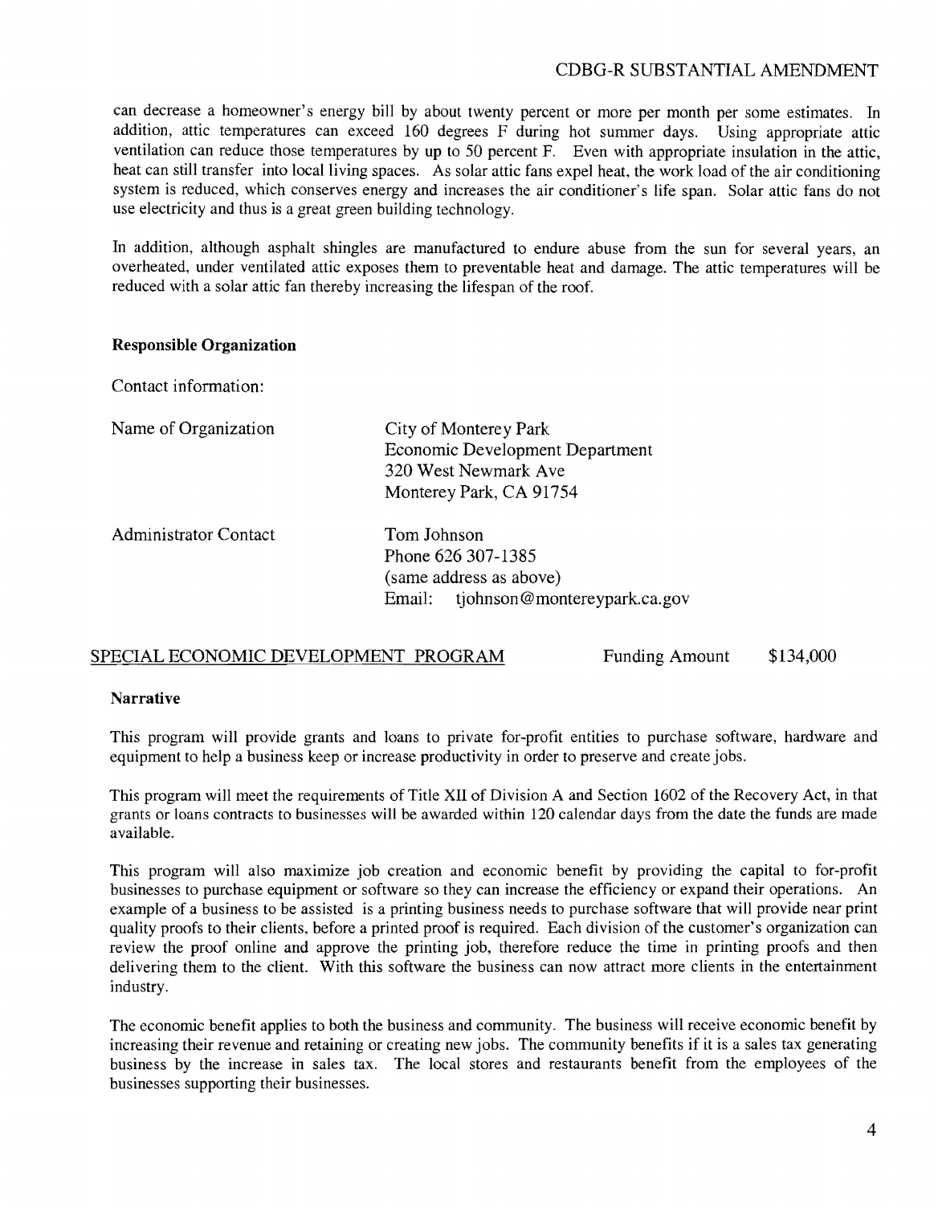can decrease a homeowner's energy bill by about twenty percent or more per month per some estimates. In addition, attic temperatures can exceed 160 degrees F during hot summer days. Using appropriate attic ventilation can reduce those temperatures by up to 50 percent F. Even with appropriate insulation in the attic, heat can still transfer into local living spaces. As solar attic fans expel heat, the work load of the air conditioning system is reduced, which conserves energy and increases the air conditioner's life span. Solar attic fans do not use electricity and thus is a great green building technology.

In addition, although asphalt shingles are manufactured to endure abuse from the sun for several years, an overheated, under ventilated attic exposes them to preventable heat and damage. The attic temperatures will be reduced with a solar attic fan thereby increasing the lifespan of the roof.

**Responsible Organization**

Contact information:

| | |
|---|---|
| Name of Organization | City of Monterey Park<br>Economic Development Department<br>320 West Newmark Ave<br>Monterey Park, CA 91754 |
| Administrator Contact | Tom Johnson<br>Phone 626 307-1385<br>(same address as above)<br>Email: tjohnson@montereypark.ca.gov |

SPECIAL ECONOMIC DEVELOPMENT PROGRAM — Funding Amount $134,000

**Narrative**

This program will provide grants and loans to private for-profit entities to purchase software, hardware and equipment to help a business keep or increase productivity in order to preserve and create jobs.

This program will meet the requirements of Title XII of Division A and Section 1602 of the Recovery Act, in that grants or loans contracts to businesses will be awarded within 120 calendar days from the date the funds are made available.

This program will also maximize job creation and economic benefit by providing the capital to for-profit businesses to purchase equipment or software so they can increase the efficiency or expand their operations. An example of a business to be assisted is a printing business needs to purchase software that will provide near print quality proofs to their clients, before a printed proof is required. Each division of the customer's organization can review the proof online and approve the printing job, therefore reduce the time in printing proofs and then delivering them to the client. With this software the business can now attract more clients in the entertainment industry.

The economic benefit applies to both the business and community. The business will receive economic benefit by increasing their revenue and retaining or creating new jobs. The community benefits if it is a sales tax generating business by the increase in sales tax. The local stores and restaurants benefit from the employees of the businesses supporting their businesses.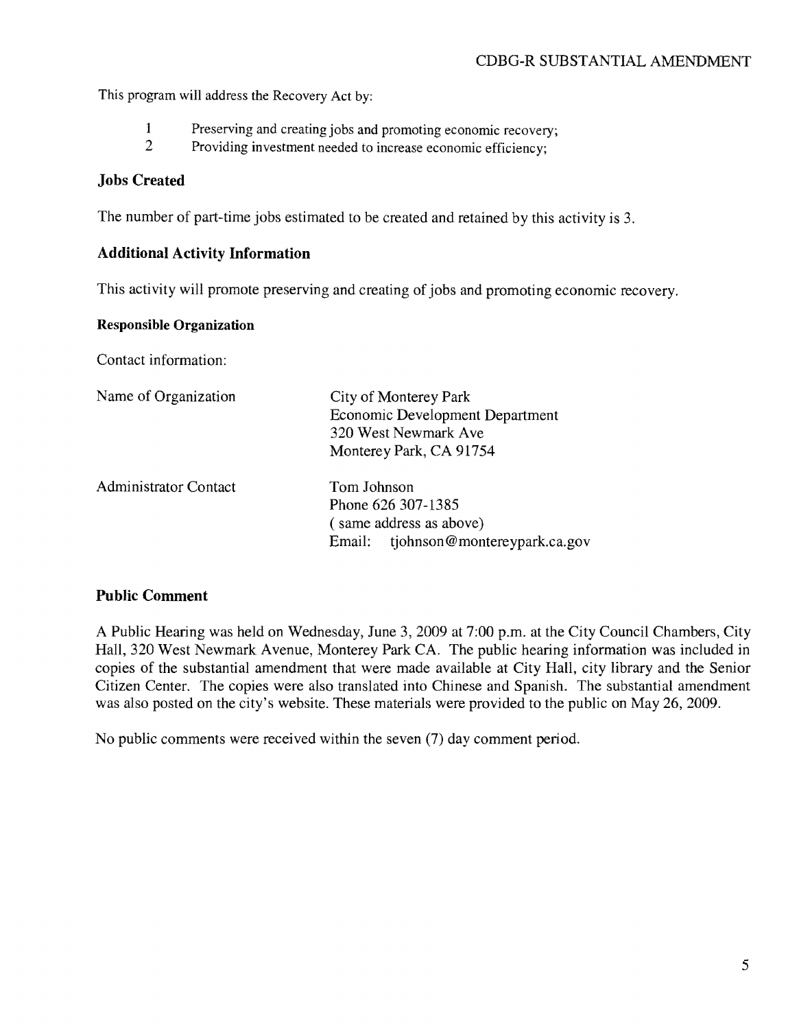This program will address the Recovery Act by:

1. Preserving and creating jobs and promoting economic recovery;
2. Providing investment needed to increase economic efficiency;

## Jobs Created

The number of part-time jobs estimated to be created and retained by this activity is 3.

## Additional Activity Information

This activity will promote preserving and creating of jobs and promoting economic recovery.

### Responsible Organization

Contact information:

| | |
|---|---|
| Name of Organization | City of Monterey Park<br>Economic Development Department<br>320 West Newmark Ave<br>Monterey Park, CA 91754 |
| Administrator Contact | Tom Johnson<br>Phone 626 307-1385<br>( same address as above)<br>Email: tjohnson@montereypark.ca.gov |

## Public Comment

A Public Hearing was held on Wednesday, June 3, 2009 at 7:00 p.m. at the City Council Chambers, City Hall, 320 West Newmark Avenue, Monterey Park CA. The public hearing information was included in copies of the substantial amendment that were made available at City Hall, city library and the Senior Citizen Center. The copies were also translated into Chinese and Spanish. The substantial amendment was also posted on the city's website. These materials were provided to the public on May 26, 2009.

No public comments were received within the seven (7) day comment period.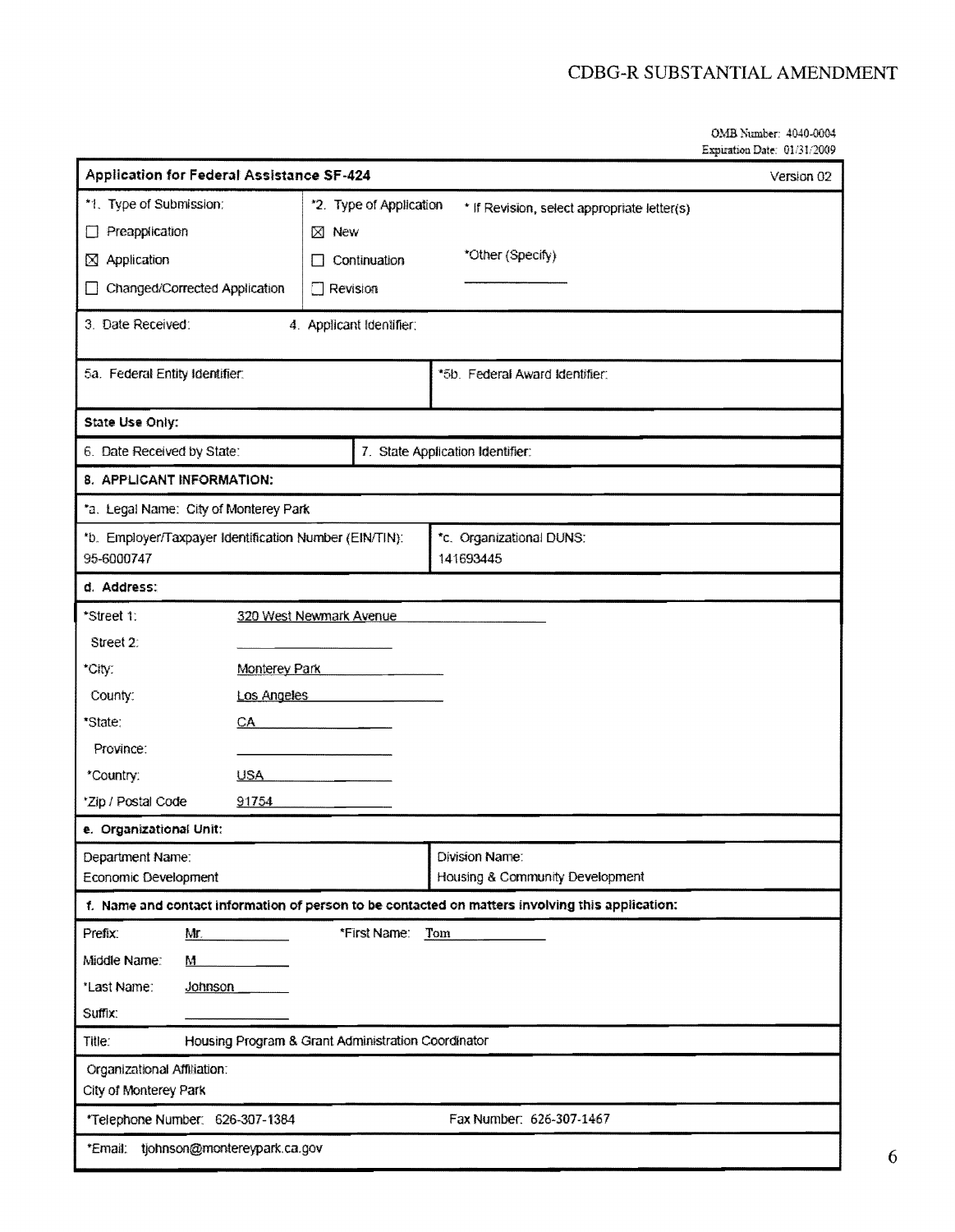OMB Number: 4040-0004
Expiration Date: 01/31/2009

## Application for Federal Assistance SF-424

Version 02

| | | |
|---|---|---|
| *1. Type of Submission: | *2. Type of Application | * If Revision, select appropriate letter(s) |
| ☐ Preapplication | ☒ New | |
| ☒ Application | ☐ Continuation | *Other (Specify) |
| ☐ Changed/Corrected Application | ☐ Revision | |

3. Date Received:  4. Applicant Identifier:

| | |
|---|---|
| 5a. Federal Entity Identifier: | *5b. Federal Award Identifier: |

**State Use Only:**

| | |
|---|---|
| 6. Date Received by State: | 7. State Application Identifier: |

**8. APPLICANT INFORMATION:**

*a. Legal Name: City of Monterey Park

| | |
|---|---|
| *b. Employer/Taxpayer Identification Number (EIN/TIN): 95-6000747 | *c. Organizational DUNS: 141693445 |

**d. Address:**

- *Street 1: 320 West Newmark Avenue
- Street 2:
- *City: Monterey Park
- County: Los Angeles
- *State: CA
- Province:
- *Country: USA
- *Zip / Postal Code 91754

**e. Organizational Unit:**

| | |
|---|---|
| Department Name: Economic Development | Division Name: Housing & Community Development |

**f. Name and contact information of person to be contacted on matters involving this application:**

- Prefix: Mr.
- *First Name: Tom
- Middle Name: M
- *Last Name: Johnson
- Suffix:

Title: Housing Program & Grant Administration Coordinator

Organizational Affiliation:
City of Monterey Park

| | |
|---|---|
| *Telephone Number: 626-307-1384 | Fax Number: 626-307-1467 |

*Email: tjohnson@montereypark.ca.gov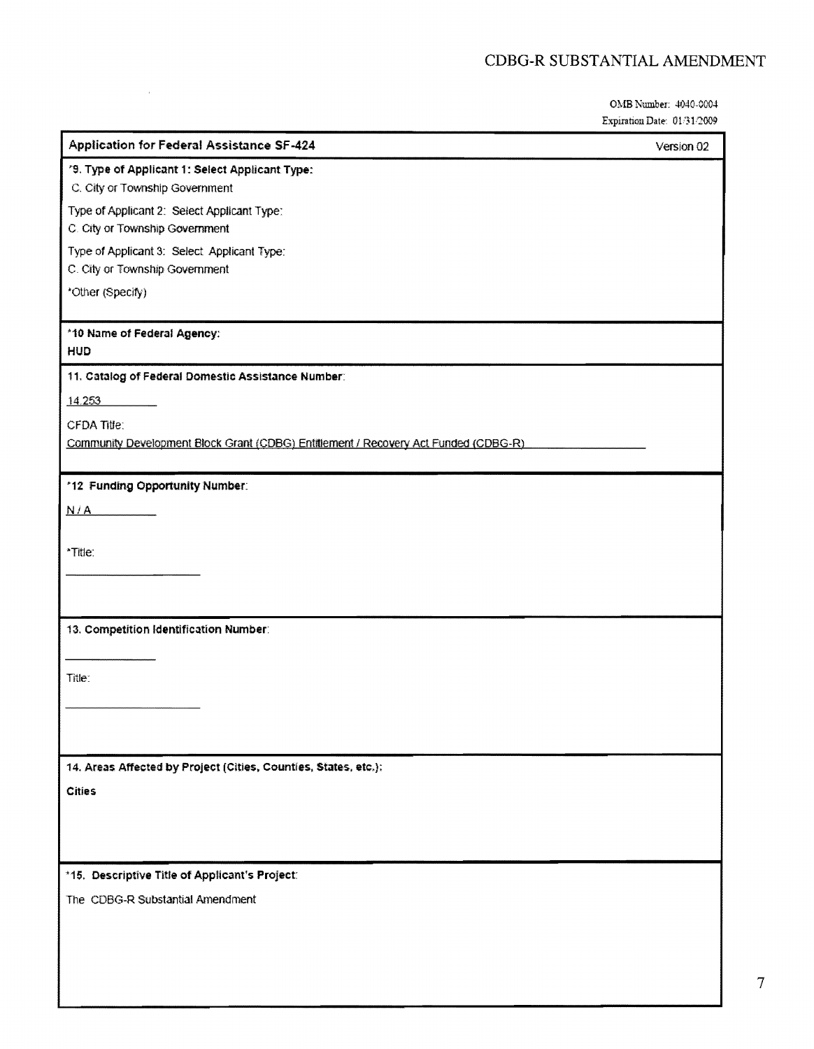OMB Number: 4040-0004
Expiration Date: 01/31/2009

**Application for Federal Assistance SF-424** Version 02

**\*9. Type of Applicant 1: Select Applicant Type:**

C. City or Township Government

Type of Applicant 2: Select Applicant Type:

C. City or Township Government

Type of Applicant 3: Select Applicant Type:

C. City or Township Government

\*Other (Specify)

**\*10 Name of Federal Agency:**

**HUD**

**11. Catalog of Federal Domestic Assistance Number:**

14.253

CFDA Title:

Community Development Block Grant (CDBG) Entitlement / Recovery Act Funded (CDBG-R)

**\*12 Funding Opportunity Number:**

N / A

\*Title:

**13. Competition Identification Number:**

Title:

**14. Areas Affected by Project (Cities, Counties, States, etc.):**

**Cities**

**\*15. Descriptive Title of Applicant's Project:**

The CDBG-R Substantial Amendment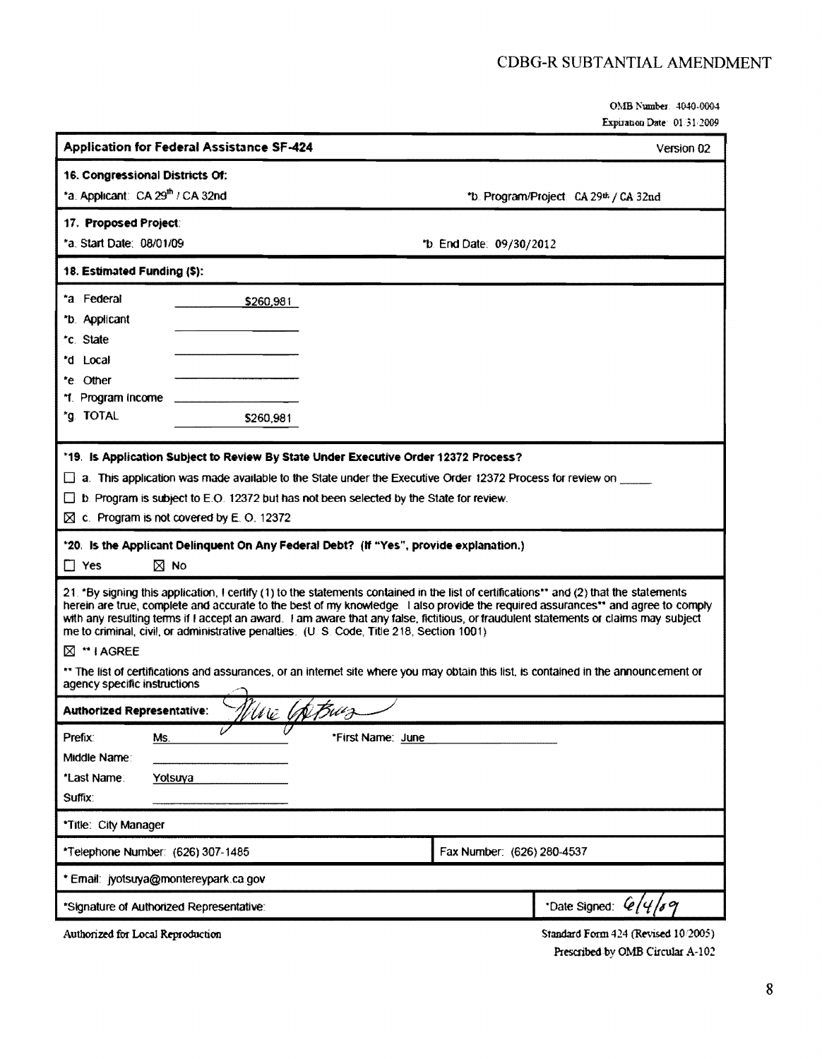CDBG-R SUBTANTIAL AMENDMENT

OMB Number: 4040-0004
Expiration Date: 01/31/2009

**Application for Federal Assistance SF-424** Version 02

**16. Congressional Districts Of:**

*a. Applicant: CA 29th / CA 32nd

*b. Program/Project: CA 29th / CA 32nd

**17. Proposed Project:**

*a. Start Date: 08/01/09

*b. End Date: 09/30/2012

**18. Estimated Funding ($):**

| | |
|---|---|
| *a. Federal | $260,981 |
| *b. Applicant | |
| *c. State | |
| *d. Local | |
| *e. Other | |
| *f. Program Income | |
| *g. TOTAL | $260,981 |

**\*19. Is Application Subject to Review By State Under Executive Order 12372 Process?**

☐ a. This application was made available to the State under the Executive Order 12372 Process for review on _____

☐ b. Program is subject to E.O. 12372 but has not been selected by the State for review.

☒ c. Program is not covered by E. O. 12372

**\*20. Is the Applicant Delinquent On Any Federal Debt? (If "Yes", provide explanation.)**

☐ Yes ☒ No

21. *By signing this application, I certify (1) to the statements contained in the list of certifications** and (2) that the statements herein are true, complete and accurate to the best of my knowledge. I also provide the required assurances** and agree to comply with any resulting terms if I accept an award. I am aware that any false, fictitious, or fraudulent statements or claims may subject me to criminal, civil, or administrative penalties. (U. S. Code, Title 218, Section 1001)

☒ ** I AGREE

** The list of certifications and assurances, or an internet site where you may obtain this list, is contained in the announcement or agency specific instructions

**Authorized Representative:** [signature]

Prefix: Ms. *First Name: June

Middle Name:

*Last Name: Yotsuya

Suffix:

*Title: City Manager

*Telephone Number: (626) 307-1485 Fax Number: (626) 280-4537

* Email: jyotsuya@montereypark.ca.gov

*Signature of Authorized Representative: *Date Signed: 6/4/09

Authorized for Local Reproduction

Standard Form 424 (Revised 10/2005)
Prescribed by OMB Circular A-102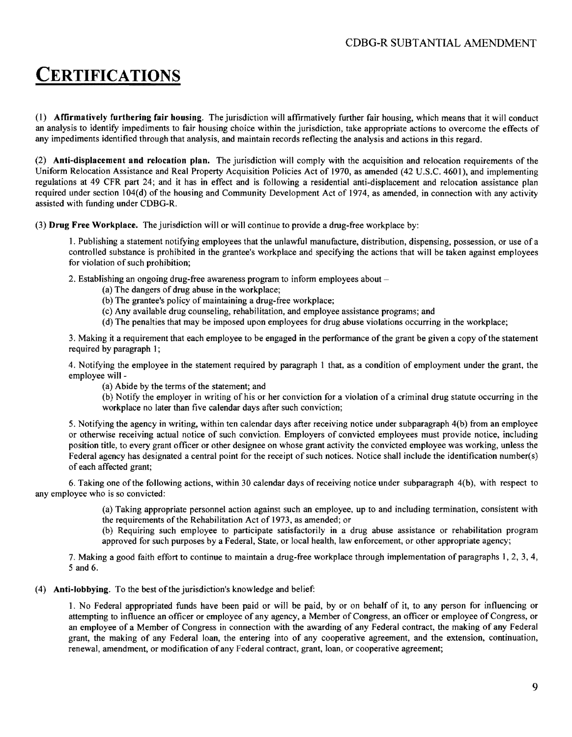# CERTIFICATIONS

(1) **Affirmatively furthering fair housing.** The jurisdiction will affirmatively further fair housing, which means that it will conduct an analysis to identify impediments to fair housing choice within the jurisdiction, take appropriate actions to overcome the effects of any impediments identified through that analysis, and maintain records reflecting the analysis and actions in this regard.

(2) **Anti-displacement and relocation plan.** The jurisdiction will comply with the acquisition and relocation requirements of the Uniform Relocation Assistance and Real Property Acquisition Policies Act of 1970, as amended (42 U.S.C. 4601), and implementing regulations at 49 CFR part 24; and it has in effect and is following a residential anti-displacement and relocation assistance plan required under section 104(d) of the housing and Community Development Act of 1974, as amended, in connection with any activity assisted with funding under CDBG-R.

(3) **Drug Free Workplace.** The jurisdiction will or will continue to provide a drug-free workplace by:

1. Publishing a statement notifying employees that the unlawful manufacture, distribution, dispensing, possession, or use of a controlled substance is prohibited in the grantee's workplace and specifying the actions that will be taken against employees for violation of such prohibition;

2. Establishing an ongoing drug-free awareness program to inform employees about –
   - (a) The dangers of drug abuse in the workplace;
   - (b) The grantee's policy of maintaining a drug-free workplace;
   - (c) Any available drug counseling, rehabilitation, and employee assistance programs; and
   - (d) The penalties that may be imposed upon employees for drug abuse violations occurring in the workplace;

3. Making it a requirement that each employee to be engaged in the performance of the grant be given a copy of the statement required by paragraph 1;

4. Notifying the employee in the statement required by paragraph 1 that, as a condition of employment under the grant, the employee will -
   - (a) Abide by the terms of the statement; and
   - (b) Notify the employer in writing of his or her conviction for a violation of a criminal drug statute occurring in the workplace no later than five calendar days after such conviction;

5. Notifying the agency in writing, within ten calendar days after receiving notice under subparagraph 4(b) from an employee or otherwise receiving actual notice of such conviction. Employers of convicted employees must provide notice, including position title, to every grant officer or other designee on whose grant activity the convicted employee was working, unless the Federal agency has designated a central point for the receipt of such notices. Notice shall include the identification number(s) of each affected grant;

6. Taking one of the following actions, within 30 calendar days of receiving notice under subparagraph 4(b), with respect to any employee who is so convicted:
   - (a) Taking appropriate personnel action against such an employee, up to and including termination, consistent with the requirements of the Rehabilitation Act of 1973, as amended; or
   - (b) Requiring such employee to participate satisfactorily in a drug abuse assistance or rehabilitation program approved for such purposes by a Federal, State, or local health, law enforcement, or other appropriate agency;

7. Making a good faith effort to continue to maintain a drug-free workplace through implementation of paragraphs 1, 2, 3, 4, 5 and 6.

(4) **Anti-lobbying.** To the best of the jurisdiction's knowledge and belief:

1. No Federal appropriated funds have been paid or will be paid, by or on behalf of it, to any person for influencing or attempting to influence an officer or employee of any agency, a Member of Congress, an officer or employee of Congress, or an employee of a Member of Congress in connection with the awarding of any Federal contract, the making of any Federal grant, the making of any Federal loan, the entering into of any cooperative agreement, and the extension, continuation, renewal, amendment, or modification of any Federal contract, grant, loan, or cooperative agreement;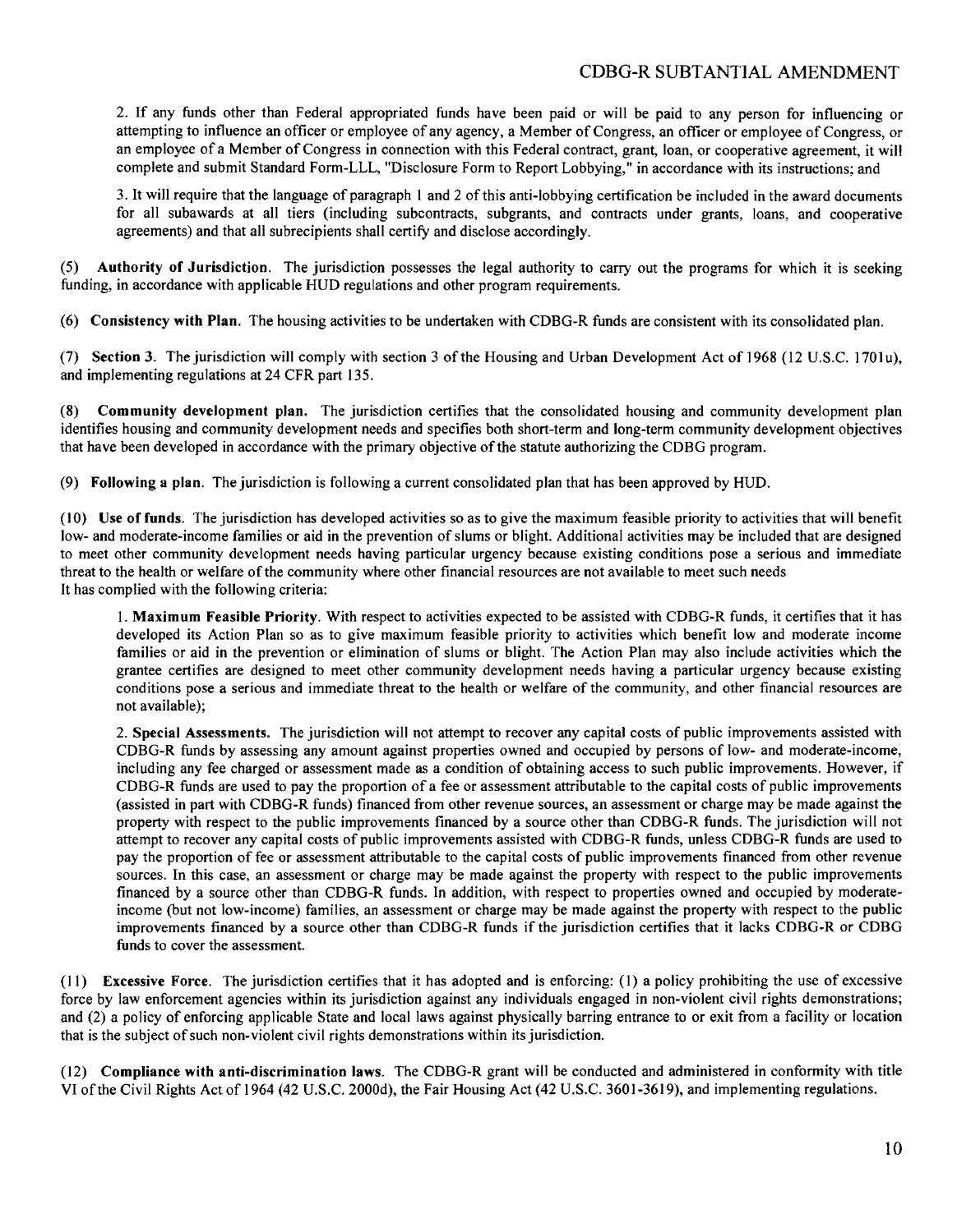2. If any funds other than Federal appropriated funds have been paid or will be paid to any person for influencing or attempting to influence an officer or employee of any agency, a Member of Congress, an officer or employee of Congress, or an employee of a Member of Congress in connection with this Federal contract, grant, loan, or cooperative agreement, it will complete and submit Standard Form-LLL, "Disclosure Form to Report Lobbying," in accordance with its instructions; and

3. It will require that the language of paragraph 1 and 2 of this anti-lobbying certification be included in the award documents for all subawards at all tiers (including subcontracts, subgrants, and contracts under grants, loans, and cooperative agreements) and that all subrecipients shall certify and disclose accordingly.

(5) **Authority of Jurisdiction**. The jurisdiction possesses the legal authority to carry out the programs for which it is seeking funding, in accordance with applicable HUD regulations and other program requirements.

(6) **Consistency with Plan**. The housing activities to be undertaken with CDBG-R funds are consistent with its consolidated plan.

(7) **Section 3**. The jurisdiction will comply with section 3 of the Housing and Urban Development Act of 1968 (12 U.S.C. 1701u), and implementing regulations at 24 CFR part 135.

(8) **Community development plan**. The jurisdiction certifies that the consolidated housing and community development plan identifies housing and community development needs and specifies both short-term and long-term community development objectives that have been developed in accordance with the primary objective of the statute authorizing the CDBG program.

(9) **Following a plan**. The jurisdiction is following a current consolidated plan that has been approved by HUD.

(10) **Use of funds**. The jurisdiction has developed activities so as to give the maximum feasible priority to activities that will benefit low- and moderate-income families or aid in the prevention of slums or blight. Additional activities may be included that are designed to meet other community development needs having particular urgency because existing conditions pose a serious and immediate threat to the health or welfare of the community where other financial resources are not available to meet such needs
It has complied with the following criteria:

1. **Maximum Feasible Priority**. With respect to activities expected to be assisted with CDBG-R funds, it certifies that it has developed its Action Plan so as to give maximum feasible priority to activities which benefit low and moderate income families or aid in the prevention or elimination of slums or blight. The Action Plan may also include activities which the grantee certifies are designed to meet other community development needs having a particular urgency because existing conditions pose a serious and immediate threat to the health or welfare of the community, and other financial resources are not available);

2. **Special Assessments.** The jurisdiction will not attempt to recover any capital costs of public improvements assisted with CDBG-R funds by assessing any amount against properties owned and occupied by persons of low- and moderate-income, including any fee charged or assessment made as a condition of obtaining access to such public improvements. However, if CDBG-R funds are used to pay the proportion of a fee or assessment attributable to the capital costs of public improvements (assisted in part with CDBG-R funds) financed from other revenue sources, an assessment or charge may be made against the property with respect to the public improvements financed by a source other than CDBG-R funds. The jurisdiction will not attempt to recover any capital costs of public improvements assisted with CDBG-R funds, unless CDBG-R funds are used to pay the proportion of fee or assessment attributable to the capital costs of public improvements financed from other revenue sources. In this case, an assessment or charge may be made against the property with respect to the public improvements financed by a source other than CDBG-R funds. In addition, with respect to properties owned and occupied by moderate-income (but not low-income) families, an assessment or charge may be made against the property with respect to the public improvements financed by a source other than CDBG-R funds if the jurisdiction certifies that it lacks CDBG-R or CDBG funds to cover the assessment.

(11) **Excessive Force**. The jurisdiction certifies that it has adopted and is enforcing: (1) a policy prohibiting the use of excessive force by law enforcement agencies within its jurisdiction against any individuals engaged in non-violent civil rights demonstrations; and (2) a policy of enforcing applicable State and local laws against physically barring entrance to or exit from a facility or location that is the subject of such non-violent civil rights demonstrations within its jurisdiction.

(12) **Compliance with anti-discrimination laws**. The CDBG-R grant will be conducted and administered in conformity with title VI of the Civil Rights Act of 1964 (42 U.S.C. 2000d), the Fair Housing Act (42 U.S.C. 3601-3619), and implementing regulations.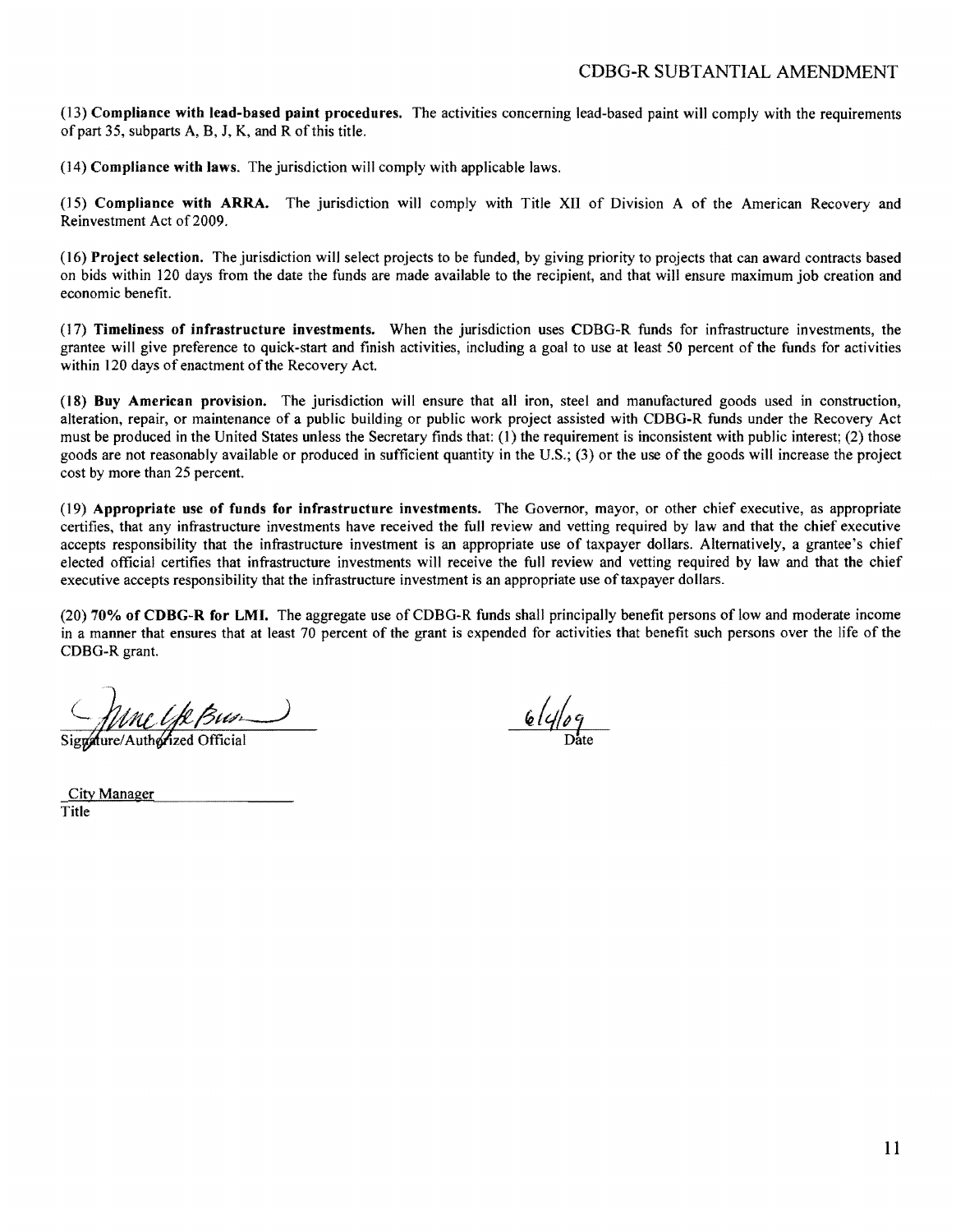(13) **Compliance with lead-based paint procedures.** The activities concerning lead-based paint will comply with the requirements of part 35, subparts A, B, J, K, and R of this title.

(14) **Compliance with laws.** The jurisdiction will comply with applicable laws.

(15) **Compliance with ARRA.** The jurisdiction will comply with Title XII of Division A of the American Recovery and Reinvestment Act of 2009.

(16) **Project selection.** The jurisdiction will select projects to be funded, by giving priority to projects that can award contracts based on bids within 120 days from the date the funds are made available to the recipient, and that will ensure maximum job creation and economic benefit.

(17) **Timeliness of infrastructure investments.** When the jurisdiction uses CDBG-R funds for infrastructure investments, the grantee will give preference to quick-start and finish activities, including a goal to use at least 50 percent of the funds for activities within 120 days of enactment of the Recovery Act.

(18) **Buy American provision.** The jurisdiction will ensure that all iron, steel and manufactured goods used in construction, alteration, repair, or maintenance of a public building or public work project assisted with CDBG-R funds under the Recovery Act must be produced in the United States unless the Secretary finds that: (1) the requirement is inconsistent with public interest; (2) those goods are not reasonably available or produced in sufficient quantity in the U.S.; (3) or the use of the goods will increase the project cost by more than 25 percent.

(19) **Appropriate use of funds for infrastructure investments.** The Governor, mayor, or other chief executive, as appropriate certifies, that any infrastructure investments have received the full review and vetting required by law and that the chief executive accepts responsibility that the infrastructure investment is an appropriate use of taxpayer dollars. Alternatively, a grantee's chief elected official certifies that infrastructure investments will receive the full review and vetting required by law and that the chief executive accepts responsibility that the infrastructure investment is an appropriate use of taxpayer dollars.

(20) **70% of CDBG-R for LMI.** The aggregate use of CDBG-R funds shall principally benefit persons of low and moderate income in a manner that ensures that at least 70 percent of the grant is expended for activities that benefit such persons over the life of the CDBG-R grant.

Signature/Authorized Official | 6/4/09 Date

City Manager
Title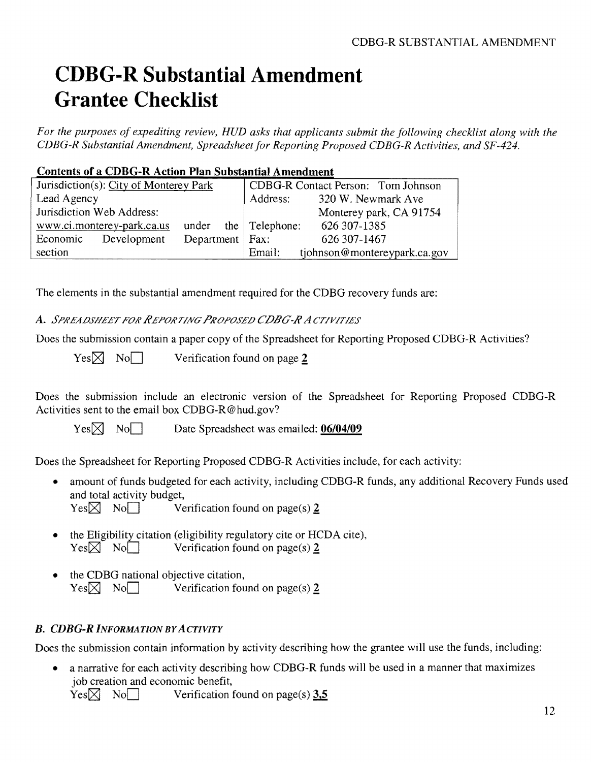# CDBG-R Substantial Amendment Grantee Checklist

*For the purposes of expediting review, HUD asks that applicants submit the following checklist along with the CDBG-R Substantial Amendment, Spreadsheet for Reporting Proposed CDBG-R Activities, and SF-424.*

**Contents of a CDBG-R Action Plan Substantial Amendment**

| Jurisdiction(s): City of Monterey Park | CDBG-R Contact Person: Tom Johnson |
|---|---|
| Lead Agency | Address: 320 W. Newmark Ave |
| Jurisdiction Web Address: | Monterey park, CA 91754 |
| www.ci.monterey-park.ca.us under the | Telephone: 626 307-1385 |
| Economic Development Department | Fax: 626 307-1467 |
| section | Email: tjohnson@montereypark.ca.gov |

The elements in the substantial amendment required for the CDBG recovery funds are:

### A. *Spreadsheet for Reporting Proposed CDBG-R Activities*

Does the submission contain a paper copy of the Spreadsheet for Reporting Proposed CDBG-R Activities?

Yes☒ No☐ Verification found on page **2**

Does the submission include an electronic version of the Spreadsheet for Reporting Proposed CDBG-R Activities sent to the email box CDBG-R@hud.gov?

Yes☒ No☐ Date Spreadsheet was emailed: **06/04/09**

Does the Spreadsheet for Reporting Proposed CDBG-R Activities include, for each activity:

- amount of funds budgeted for each activity, including CDBG-R funds, any additional Recovery Funds used and total activity budget,
  Yes☒ No☐ Verification found on page(s) **2**
- the Eligibility citation (eligibility regulatory cite or HCDA cite),
  Yes☒ No☐ Verification found on page(s) **2**
- the CDBG national objective citation,
  Yes☒ No☐ Verification found on page(s) **2**

### B. *CDBG-R Information by Activity*

Does the submission contain information by activity describing how the grantee will use the funds, including:

- a narrative for each activity describing how CDBG-R funds will be used in a manner that maximizes job creation and economic benefit,
  Yes☒ No☐ Verification found on page(s) **3,5**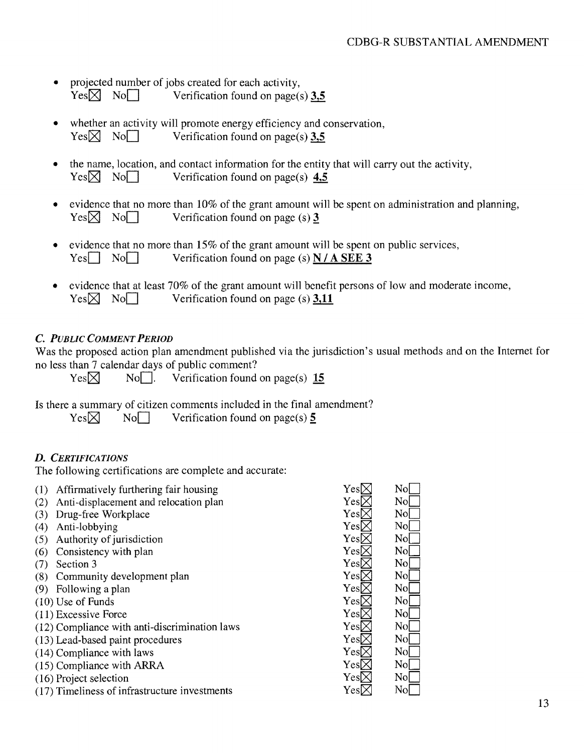- projected number of jobs created for each activity,
  Yes☒ No☐ Verification found on page(s) **3,5**

- whether an activity will promote energy efficiency and conservation,
  Yes☒ No☐ Verification found on page(s) **3,5**

- the name, location, and contact information for the entity that will carry out the activity,
  Yes☒ No☐ Verification found on page(s) **4,5**

- evidence that no more than 10% of the grant amount will be spent on administration and planning,
  Yes☒ No☐ Verification found on page (s) **3**

- evidence that no more than 15% of the grant amount will be spent on public services,
  Yes☐ No☐ Verification found on page (s) **N / A SEE 3**

- evidence that at least 70% of the grant amount will benefit persons of low and moderate income,
  Yes☒ No☐ Verification found on page (s) **3,11**

### *C. Public Comment Period*

Was the proposed action plan amendment published via the jurisdiction's usual methods and on the Internet for no less than 7 calendar days of public comment?

Yes☒ No☐. Verification found on page(s) **15**

Is there a summary of citizen comments included in the final amendment?

Yes☒ No☐ Verification found on page(s) **5**

### *D. Certifications*

The following certifications are complete and accurate:

| Certification | Yes | No |
|---|---|---|
| (1) Affirmatively furthering fair housing | Yes☒ | No☐ |
| (2) Anti-displacement and relocation plan | Yes☒ | No☐ |
| (3) Drug-free Workplace | Yes☒ | No☐ |
| (4) Anti-lobbying | Yes☒ | No☐ |
| (5) Authority of jurisdiction | Yes☒ | No☐ |
| (6) Consistency with plan | Yes☒ | No☐ |
| (7) Section 3 | Yes☒ | No☐ |
| (8) Community development plan | Yes☒ | No☐ |
| (9) Following a plan | Yes☒ | No☐ |
| (10) Use of Funds | Yes☒ | No☐ |
| (11) Excessive Force | Yes☒ | No☐ |
| (12) Compliance with anti-discrimination laws | Yes☒ | No☐ |
| (13) Lead-based paint procedures | Yes☒ | No☐ |
| (14) Compliance with laws | Yes☒ | No☐ |
| (15) Compliance with ARRA | Yes☒ | No☐ |
| (16) Project selection | Yes☒ | No☐ |
| (17) Timeliness of infrastructure investments | Yes☒ | No☐ |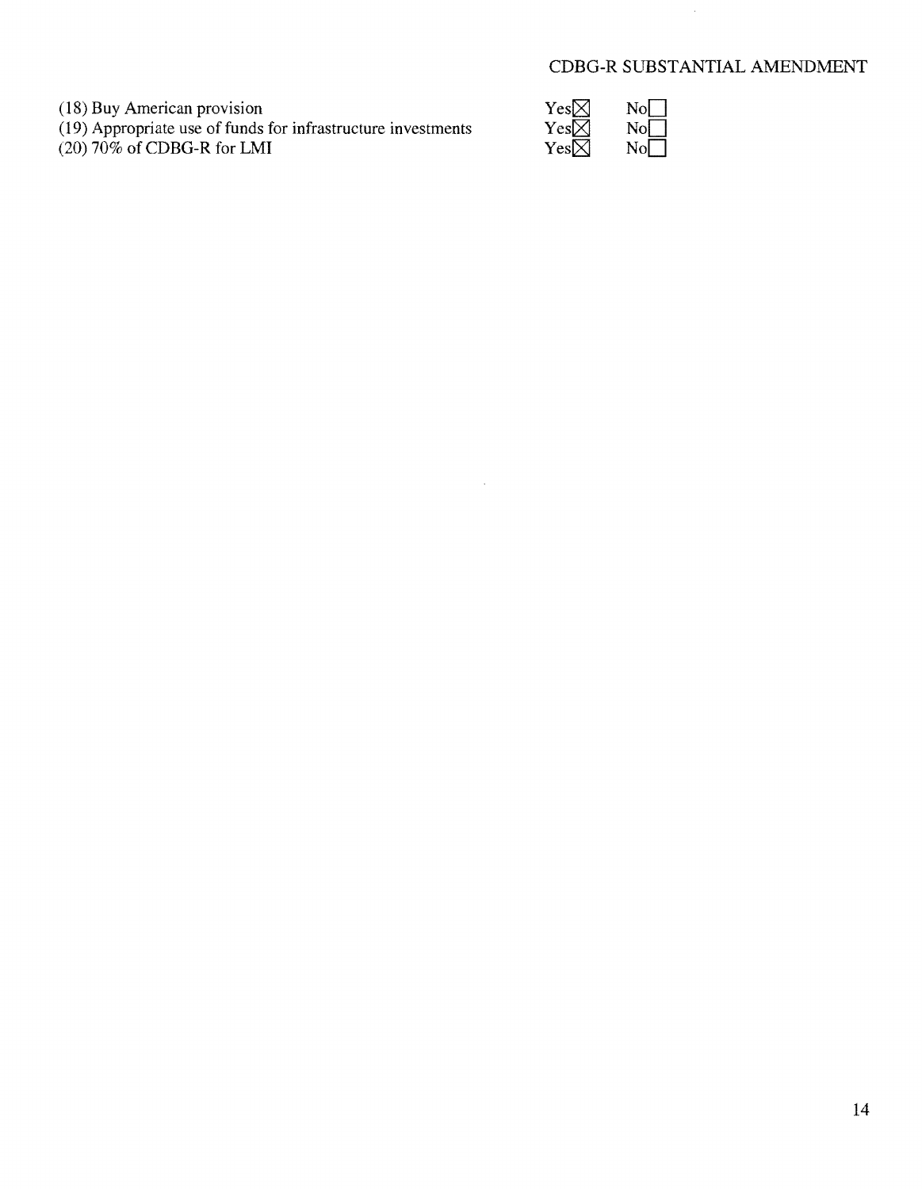(18) Buy American provision Yes☒ No☐
(19) Appropriate use of funds for infrastructure investments Yes☒ No☐
(20) 70% of CDBG-R for LMI Yes☒ No☐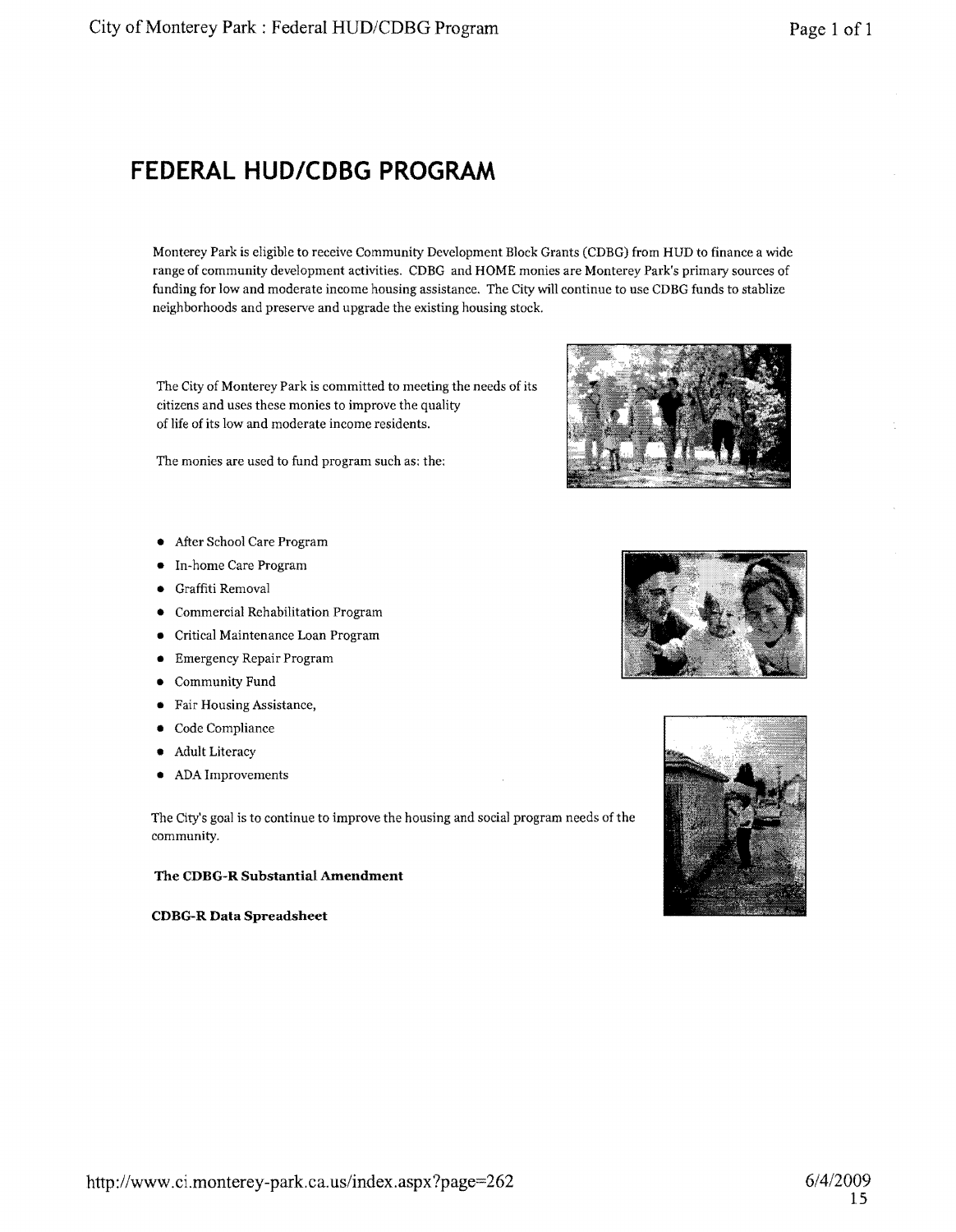# FEDERAL HUD/CDBG PROGRAM

Monterey Park is eligible to receive Community Development Block Grants (CDBG) from HUD to finance a wide range of community development activities. CDBG and HOME monies are Monterey Park's primary sources of funding for low and moderate income housing assistance. The City will continue to use CDBG funds to stablize neighborhoods and preserve and upgrade the existing housing stock.

The City of Monterey Park is committed to meeting the needs of its citizens and uses these monies to improve the quality of life of its low and moderate income residents.

The monies are used to fund program such as: the:

- After School Care Program
- In-home Care Program
- Graffiti Removal
- Commercial Rehabilitation Program
- Critical Maintenance Loan Program
- Emergency Repair Program
- Community Fund
- Fair Housing Assistance,
- Code Compliance
- Adult Literacy
- ADA Improvements

The City's goal is to continue to improve the housing and social program needs of the community.

**The CDBG-R Substantial Amendment**

**CDBG-R Data Spreadsheet**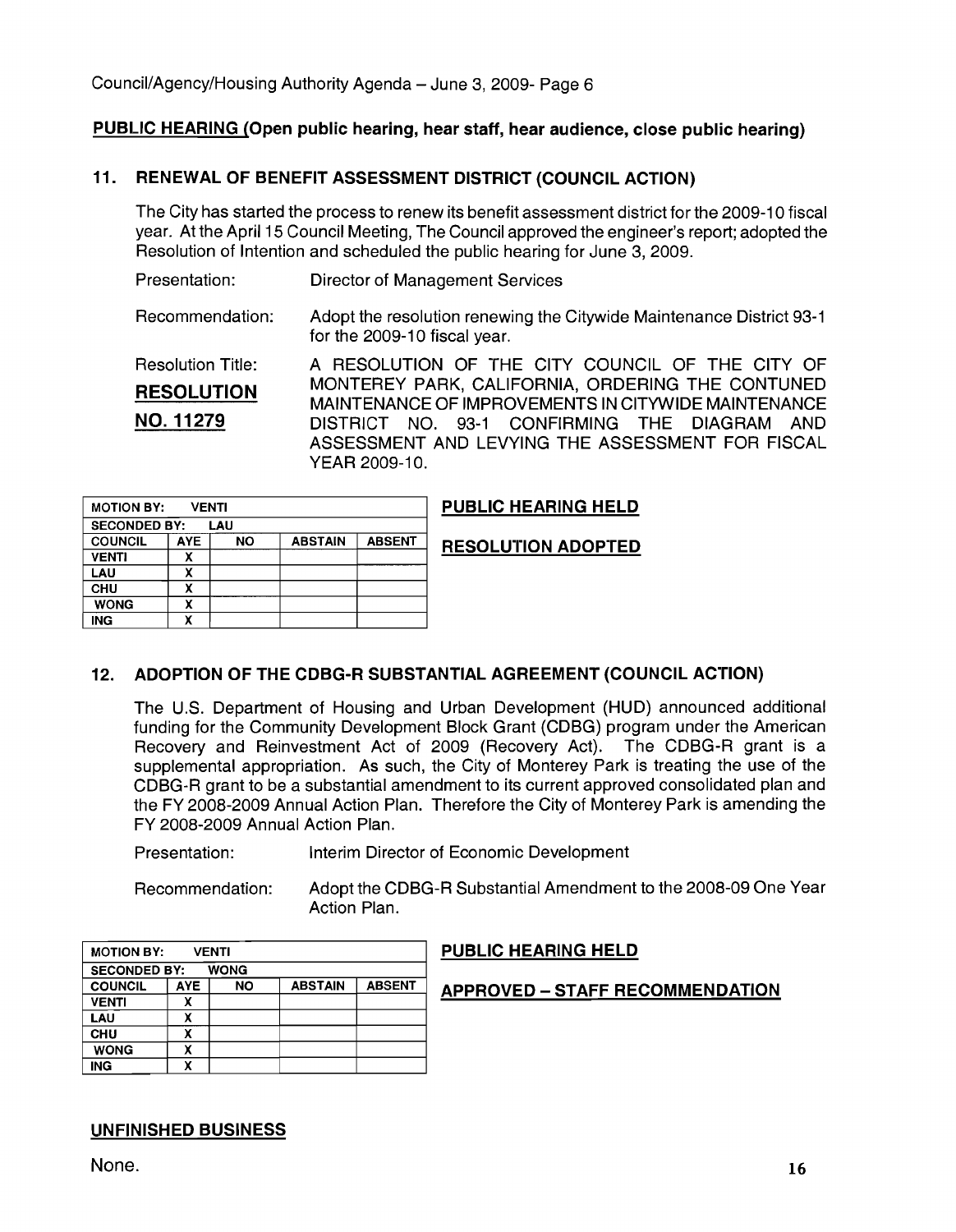## PUBLIC HEARING (Open public hearing, hear staff, hear audience, close public hearing)

### 11. RENEWAL OF BENEFIT ASSESSMENT DISTRICT (COUNCIL ACTION)

The City has started the process to renew its benefit assessment district for the 2009-10 fiscal year. At the April 15 Council Meeting, The Council approved the engineer's report; adopted the Resolution of Intention and scheduled the public hearing for June 3, 2009.

Presentation: Director of Management Services

Recommendation: Adopt the resolution renewing the Citywide Maintenance District 93-1 for the 2009-10 fiscal year.

Resolution Title: A RESOLUTION OF THE CITY COUNCIL OF THE CITY OF MONTEREY PARK, CALIFORNIA, ORDERING THE CONTUNED MAINTENANCE OF IMPROVEMENTS IN CITYWIDE MAINTENANCE DISTRICT NO. 93-1 CONFIRMING THE DIAGRAM AND ASSESSMENT AND LEVYING THE ASSESSMENT FOR FISCAL YEAR 2009-10.

**RESOLUTION NO. 11279**

| MOTION BY: VENTI | | | | |
|---|---|---|---|---|
| SECONDED BY: LAU | | | | |
| COUNCIL | AYE | NO | ABSTAIN | ABSENT |
| VENTI | X | | | |
| LAU | X | | | |
| CHU | X | | | |
| WONG | X | | | |
| ING | X | | | |

**PUBLIC HEARING HELD**

**RESOLUTION ADOPTED**

### 12. ADOPTION OF THE CDBG-R SUBSTANTIAL AGREEMENT (COUNCIL ACTION)

The U.S. Department of Housing and Urban Development (HUD) announced additional funding for the Community Development Block Grant (CDBG) program under the American Recovery and Reinvestment Act of 2009 (Recovery Act). The CDBG-R grant is a supplemental appropriation. As such, the City of Monterey Park is treating the use of the CDBG-R grant to be a substantial amendment to its current approved consolidated plan and the FY 2008-2009 Annual Action Plan. Therefore the City of Monterey Park is amending the FY 2008-2009 Annual Action Plan.

Presentation: Interim Director of Economic Development

Recommendation: Adopt the CDBG-R Substantial Amendment to the 2008-09 One Year Action Plan.

| MOTION BY: VENTI | | | | |
|---|---|---|---|---|
| SECONDED BY: WONG | | | | |
| COUNCIL | AYE | NO | ABSTAIN | ABSENT |
| VENTI | X | | | |
| LAU | X | | | |
| CHU | X | | | |
| WONG | X | | | |
| ING | X | | | |

**PUBLIC HEARING HELD**

**APPROVED – STAFF RECOMMENDATION**

## UNFINISHED BUSINESS

None.